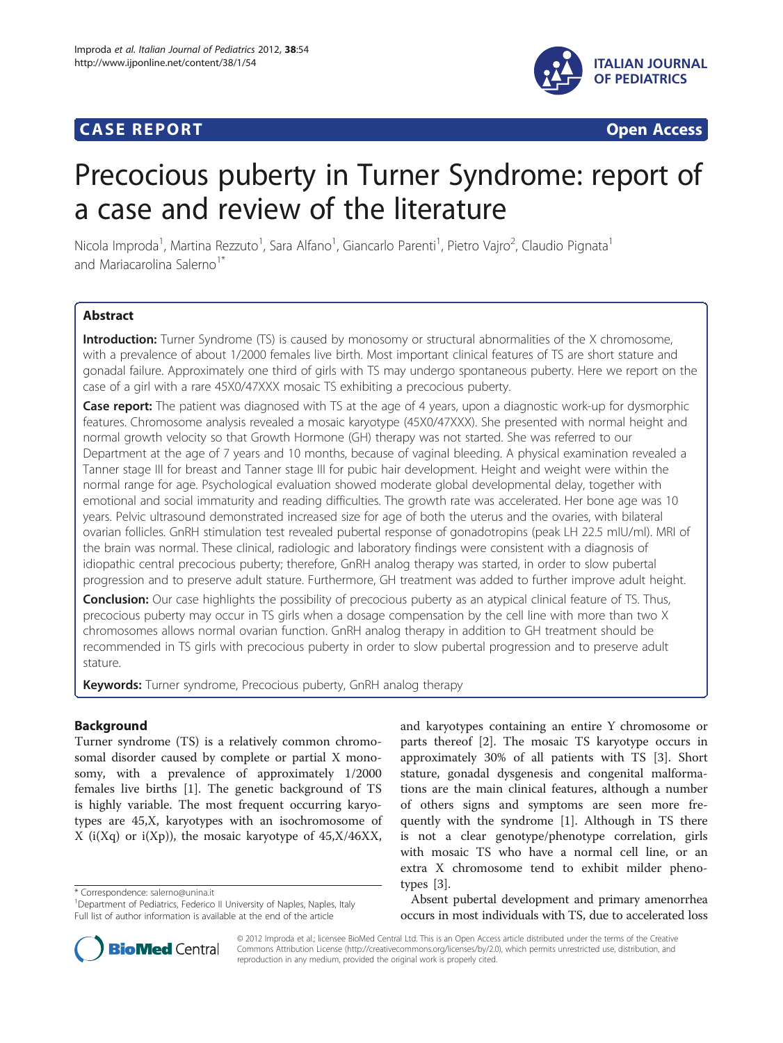**CASE REPORT** **Open Access**

# Precocious puberty in Turner Syndrome: report of a case and review of the literature

Nicola Improda[1], Martina Rezzuto[1], Sara Alfano[1], Giancarlo Parenti[1], Pietro Vajro[2], Claudio Pignata[1] and Mariacarolina Salerno[1*]

## Abstract

**Introduction:** Turner Syndrome (TS) is caused by monosomy or structural abnormalities of the X chromosome, with a prevalence of about 1/2000 females live birth. Most important clinical features of TS are short stature and gonadal failure. Approximately one third of girls with TS may undergo spontaneous puberty. Here we report on the case of a girl with a rare 45X0/47XXX mosaic TS exhibiting a precocious puberty.

**Case report:** The patient was diagnosed with TS at the age of 4 years, upon a diagnostic work-up for dysmorphic features. Chromosome analysis revealed a mosaic karyotype (45X0/47XXX). She presented with normal height and normal growth velocity so that Growth Hormone (GH) therapy was not started. She was referred to our Department at the age of 7 years and 10 months, because of vaginal bleeding. A physical examination revealed a Tanner stage III for breast and Tanner stage III for pubic hair development. Height and weight were within the normal range for age. Psychological evaluation showed moderate global developmental delay, together with emotional and social immaturity and reading difficulties. The growth rate was accelerated. Her bone age was 10 years. Pelvic ultrasound demonstrated increased size for age of both the uterus and the ovaries, with bilateral ovarian follicles. GnRH stimulation test revealed pubertal response of gonadotropins (peak LH 22.5 mIU/ml). MRI of the brain was normal. These clinical, radiologic and laboratory findings were consistent with a diagnosis of idiopathic central precocious puberty; therefore, GnRH analog therapy was started, in order to slow pubertal progression and to preserve adult stature. Furthermore, GH treatment was added to further improve adult height.

**Conclusion:** Our case highlights the possibility of precocious puberty as an atypical clinical feature of TS. Thus, precocious puberty may occur in TS girls when a dosage compensation by the cell line with more than two X chromosomes allows normal ovarian function. GnRH analog therapy in addition to GH treatment should be recommended in TS girls with precocious puberty in order to slow pubertal progression and to preserve adult stature.

**Keywords:** Turner syndrome, Precocious puberty, GnRH analog therapy

## Background

Turner syndrome (TS) is a relatively common chromosomal disorder caused by complete or partial X monosomy, with a prevalence of approximately 1/2000 females live births [1]. The genetic background of TS is highly variable. The most frequent occurring karyotypes are 45,X, karyotypes with an isochromosome of X (i(Xq) or i(Xp)), the mosaic karyotype of 45,X/46XX, and karyotypes containing an entire Y chromosome or parts thereof [2]. The mosaic TS karyotype occurs in approximately 30% of all patients with TS [3]. Short stature, gonadal dysgenesis and congenital malformations are the main clinical features, although a number of others signs and symptoms are seen more frequently with the syndrome [1]. Although in TS there is not a clear genotype/phenotype correlation, girls with mosaic TS who have a normal cell line, or an extra X chromosome tend to exhibit milder phenotypes [3].

Absent pubertal development and primary amenorrhea occurs in most individuals with TS, due to accelerated loss

\* Correspondence: salerno@unina.it
[1]Department of Pediatrics, Federico II University of Naples, Naples, Italy
Full list of author information is available at the end of the article

© 2012 Improda et al.; licensee BioMed Central Ltd. This is an Open Access article distributed under the terms of the Creative Commons Attribution License (http://creativecommons.org/licenses/by/2.0), which permits unrestricted use, distribution, and reproduction in any medium, provided the original work is properly cited.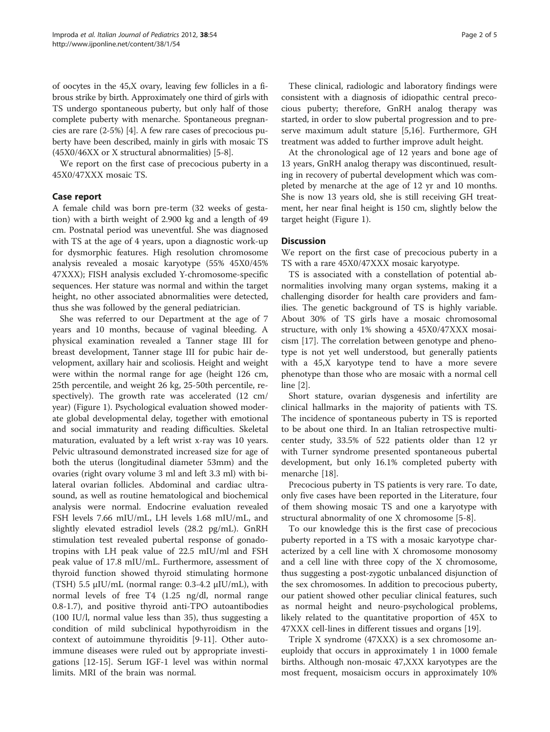of oocytes in the 45,X ovary, leaving few follicles in a fibrous strike by birth. Approximately one third of girls with TS undergo spontaneous puberty, but only half of those complete puberty with menarche. Spontaneous pregnancies are rare (2-5%) [4]. A few rare cases of precocious puberty have been described, mainly in girls with mosaic TS (45X0/46XX or X structural abnormalities) [5-8].

We report on the first case of precocious puberty in a 45X0/47XXX mosaic TS.

## Case report

A female child was born pre-term (32 weeks of gestation) with a birth weight of 2.900 kg and a length of 49 cm. Postnatal period was uneventful. She was diagnosed with TS at the age of 4 years, upon a diagnostic work-up for dysmorphic features. High resolution chromosome analysis revealed a mosaic karyotype (55% 45X0/45% 47XXX); FISH analysis excluded Y-chromosome-specific sequences. Her stature was normal and within the target height, no other associated abnormalities were detected, thus she was followed by the general pediatrician.

She was referred to our Department at the age of 7 years and 10 months, because of vaginal bleeding. A physical examination revealed a Tanner stage III for breast development, Tanner stage III for pubic hair development, axillary hair and scoliosis. Height and weight were within the normal range for age (height 126 cm, 25th percentile, and weight 26 kg, 25-50th percentile, respectively). The growth rate was accelerated (12 cm/year) (Figure 1). Psychological evaluation showed moderate global developmental delay, together with emotional and social immaturity and reading difficulties. Skeletal maturation, evaluated by a left wrist x-ray was 10 years. Pelvic ultrasound demonstrated increased size for age of both the uterus (longitudinal diameter 53mm) and the ovaries (right ovary volume 3 ml and left 3.3 ml) with bilateral ovarian follicles. Abdominal and cardiac ultrasound, as well as routine hematological and biochemical analysis were normal. Endocrine evaluation revealed FSH levels 7.66 mIU/mL, LH levels 1.68 mIU/mL, and slightly elevated estradiol levels (28.2 pg/mL). GnRH stimulation test revealed pubertal response of gonadotropins with LH peak value of 22.5 mIU/ml and FSH peak value of 17.8 mIU/mL. Furthermore, assessment of thyroid function showed thyroid stimulating hormone (TSH) 5.5 μIU/mL (normal range: 0.3-4.2 μIU/mL), with normal levels of free T4 (1.25 ng/dl, normal range 0.8-1.7), and positive thyroid anti-TPO autoantibodies (100 IU/l, normal value less than 35), thus suggesting a condition of mild subclinical hypothyroidism in the context of autoimmune thyroiditis [9-11]. Other autoimmune diseases were ruled out by appropriate investigations [12-15]. Serum IGF-1 level was within normal limits. MRI of the brain was normal.

These clinical, radiologic and laboratory findings were consistent with a diagnosis of idiopathic central precocious puberty; therefore, GnRH analog therapy was started, in order to slow pubertal progression and to preserve maximum adult stature [5,16]. Furthermore, GH treatment was added to further improve adult height.

At the chronological age of 12 years and bone age of 13 years, GnRH analog therapy was discontinued, resulting in recovery of pubertal development which was completed by menarche at the age of 12 yr and 10 months. She is now 13 years old, she is still receiving GH treatment, her near final height is 150 cm, slightly below the target height (Figure 1).

## Discussion

We report on the first case of precocious puberty in a TS with a rare 45X0/47XXX mosaic karyotype.

TS is associated with a constellation of potential abnormalities involving many organ systems, making it a challenging disorder for health care providers and families. The genetic background of TS is highly variable. About 30% of TS girls have a mosaic chromosomal structure, with only 1% showing a 45X0/47XXX mosaicism [17]. The correlation between genotype and phenotype is not yet well understood, but generally patients with a 45,X karyotype tend to have a more severe phenotype than those who are mosaic with a normal cell line [2].

Short stature, ovarian dysgenesis and infertility are clinical hallmarks in the majority of patients with TS. The incidence of spontaneous puberty in TS is reported to be about one third. In an Italian retrospective multicenter study, 33.5% of 522 patients older than 12 yr with Turner syndrome presented spontaneous pubertal development, but only 16.1% completed puberty with menarche [18].

Precocious puberty in TS patients is very rare. To date, only five cases have been reported in the Literature, four of them showing mosaic TS and one a karyotype with structural abnormality of one X chromosome [5-8].

To our knowledge this is the first case of precocious puberty reported in a TS with a mosaic karyotype characterized by a cell line with X chromosome monosomy and a cell line with three copy of the X chromosome, thus suggesting a post-zygotic unbalanced disjunction of the sex chromosomes. In addition to precocious puberty, our patient showed other peculiar clinical features, such as normal height and neuro-psychological problems, likely related to the quantitative proportion of 45X to 47XXX cell-lines in different tissues and organs [19].

Triple X syndrome (47XXX) is a sex chromosome aneuploidy that occurs in approximately 1 in 1000 female births. Although non-mosaic 47,XXX karyotypes are the most frequent, mosaicism occurs in approximately 10%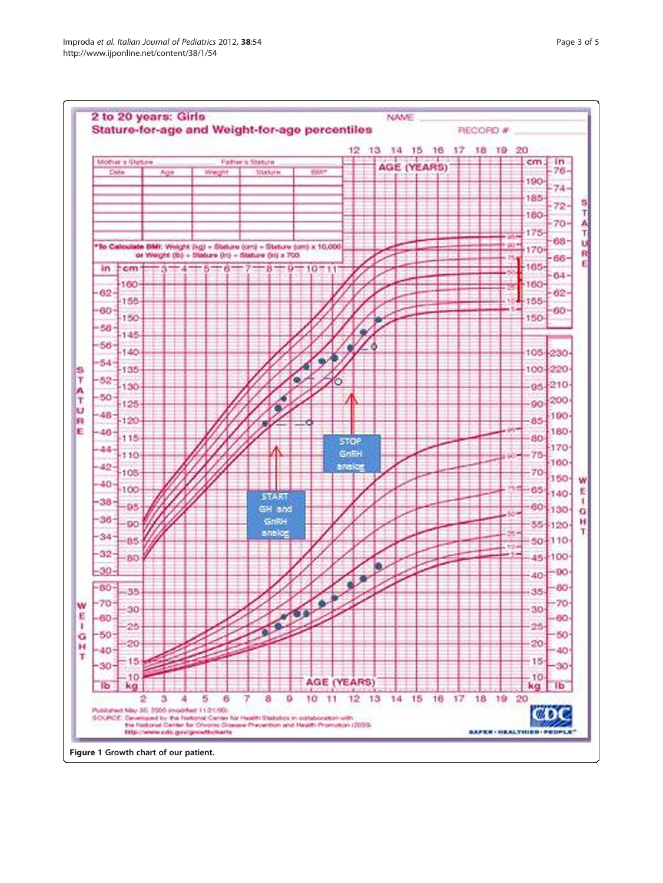Figure 1 Growth chart of our patient.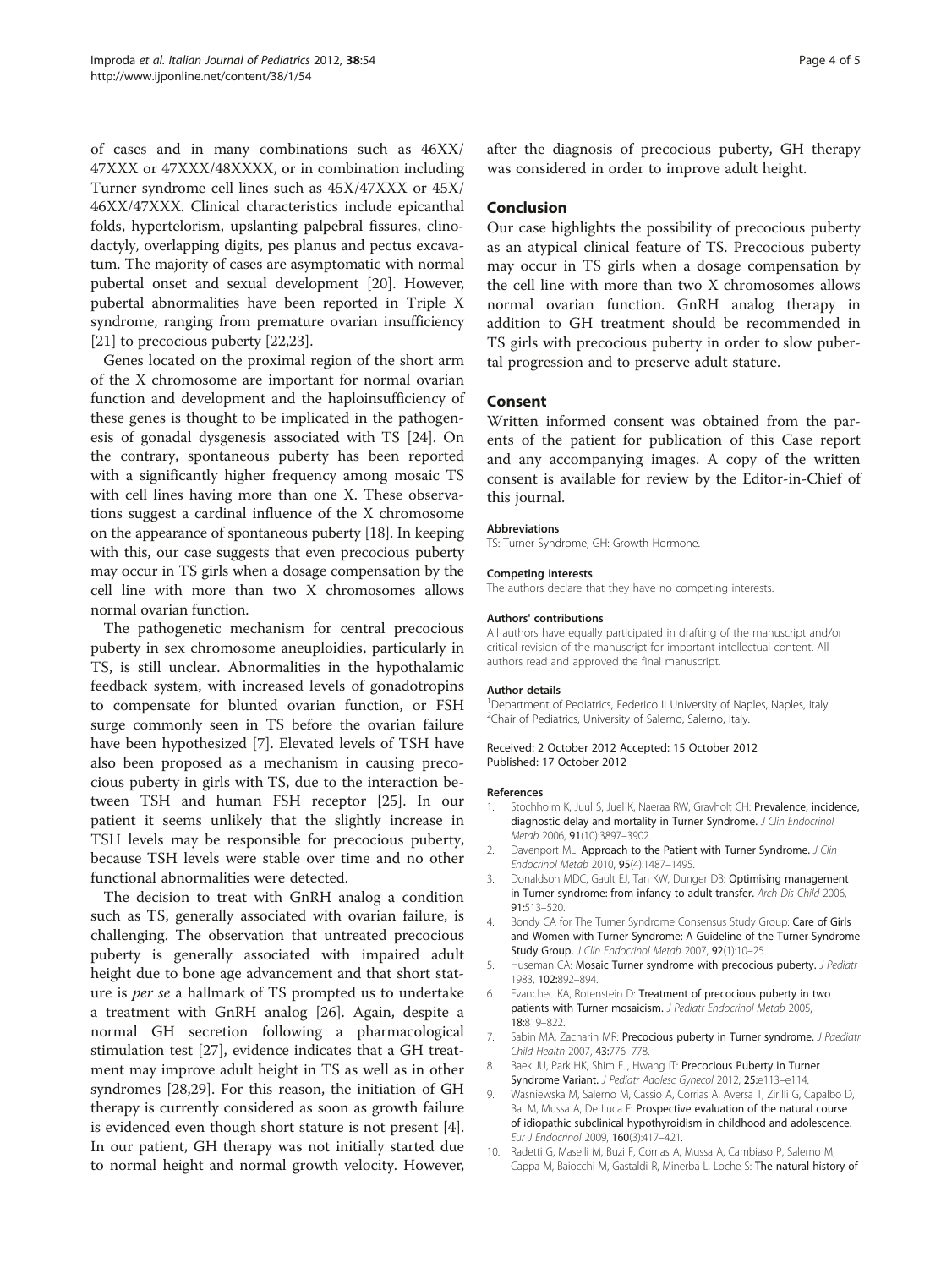of cases and in many combinations such as 46XX/47XXX or 47XXX/48XXXX, or in combination including Turner syndrome cell lines such as 45X/47XXX or 45X/46XX/47XXX. Clinical characteristics include epicanthal folds, hypertelorism, upslanting palpebral fissures, clinodactyly, overlapping digits, pes planus and pectus excavatum. The majority of cases are asymptomatic with normal pubertal onset and sexual development [20]. However, pubertal abnormalities have been reported in Triple X syndrome, ranging from premature ovarian insufficiency [21] to precocious puberty [22,23].

Genes located on the proximal region of the short arm of the X chromosome are important for normal ovarian function and development and the haploinsufficiency of these genes is thought to be implicated in the pathogenesis of gonadal dysgenesis associated with TS [24]. On the contrary, spontaneous puberty has been reported with a significantly higher frequency among mosaic TS with cell lines having more than one X. These observations suggest a cardinal influence of the X chromosome on the appearance of spontaneous puberty [18]. In keeping with this, our case suggests that even precocious puberty may occur in TS girls when a dosage compensation by the cell line with more than two X chromosomes allows normal ovarian function.

The pathogenetic mechanism for central precocious puberty in sex chromosome aneuploidies, particularly in TS, is still unclear. Abnormalities in the hypothalamic feedback system, with increased levels of gonadotropins to compensate for blunted ovarian function, or FSH surge commonly seen in TS before the ovarian failure have been hypothesized [7]. Elevated levels of TSH have also been proposed as a mechanism in causing precocious puberty in girls with TS, due to the interaction between TSH and human FSH receptor [25]. In our patient it seems unlikely that the slightly increase in TSH levels may be responsible for precocious puberty, because TSH levels were stable over time and no other functional abnormalities were detected.

The decision to treat with GnRH analog a condition such as TS, generally associated with ovarian failure, is challenging. The observation that untreated precocious puberty is generally associated with impaired adult height due to bone age advancement and that short stature is *per se* a hallmark of TS prompted us to undertake a treatment with GnRH analog [26]. Again, despite a normal GH secretion following a pharmacological stimulation test [27], evidence indicates that a GH treatment may improve adult height in TS as well as in other syndromes [28,29]. For this reason, the initiation of GH therapy is currently considered as soon as growth failure is evidenced even though short stature is not present [4]. In our patient, GH therapy was not initially started due to normal height and normal growth velocity. However, after the diagnosis of precocious puberty, GH therapy was considered in order to improve adult height.

## Conclusion

Our case highlights the possibility of precocious puberty as an atypical clinical feature of TS. Precocious puberty may occur in TS girls when a dosage compensation by the cell line with more than two X chromosomes allows normal ovarian function. GnRH analog therapy in addition to GH treatment should be recommended in TS girls with precocious puberty in order to slow pubertal progression and to preserve adult stature.

## Consent

Written informed consent was obtained from the parents of the patient for publication of this Case report and any accompanying images. A copy of the written consent is available for review by the Editor-in-Chief of this journal.

#### Abbreviations

TS: Turner Syndrome; GH: Growth Hormone.

#### Competing interests

The authors declare that they have no competing interests.

#### Authors' contributions

All authors have equally participated in drafting of the manuscript and/or critical revision of the manuscript for important intellectual content. All authors read and approved the final manuscript.

#### Author details

[1]Department of Pediatrics, Federico II University of Naples, Naples, Italy. [2]Chair of Pediatrics, University of Salerno, Salerno, Italy.

Received: 2 October 2012 Accepted: 15 October 2012
Published: 17 October 2012

#### References

1. Stochholm K, Juul S, Juel K, Naeraa RW, Gravholt CH: **Prevalence, incidence, diagnostic delay and mortality in Turner Syndrome.** *J Clin Endocrinol Metab* 2006, **91**(10):3897–3902.
2. Davenport ML: **Approach to the Patient with Turner Syndrome.** *J Clin Endocrinol Metab* 2010, **95**(4):1487–1495.
3. Donaldson MDC, Gault EJ, Tan KW, Dunger DB: **Optimising management in Turner syndrome: from infancy to adult transfer.** *Arch Dis Child* 2006, **91**:513–520.
4. Bondy CA for The Turner Syndrome Consensus Study Group: **Care of Girls and Women with Turner Syndrome: A Guideline of the Turner Syndrome Study Group.** *J Clin Endocrinol Metab* 2007, **92**(1):10–25.
5. Huseman CA: **Mosaic Turner syndrome with precocious puberty.** *J Pediatr* 1983, **102**:892–894.
6. Evanchec KA, Rotenstein D: **Treatment of precocious puberty in two patients with Turner mosaicism.** *J Pediatr Endocrinol Metab* 2005, **18**:819–822.
7. Sabin MA, Zacharin MR: **Precocious puberty in Turner syndrome.** *J Paediatr Child Health* 2007, **43**:776–778.
8. Baek JU, Park HK, Shim EJ, Hwang IT: **Precocious Puberty in Turner Syndrome Variant.** *J Pediatr Adolesc Gynecol* 2012, **25**:e113–e114.
9. Wasniewska M, Salerno M, Cassio A, Corrias A, Aversa T, Zirilli G, Capalbo D, Bal M, Mussa A, De Luca F: **Prospective evaluation of the natural course of idiopathic subclinical hypothyroidism in childhood and adolescence.** *Eur J Endocrinol* 2009, **160**(3):417–421.
10. Radetti G, Maselli M, Buzi F, Corrias A, Mussa A, Cambiaso P, Salerno M, Cappa M, Baiocchi M, Gastaldi R, Minerba L, Loche S: **The natural history of**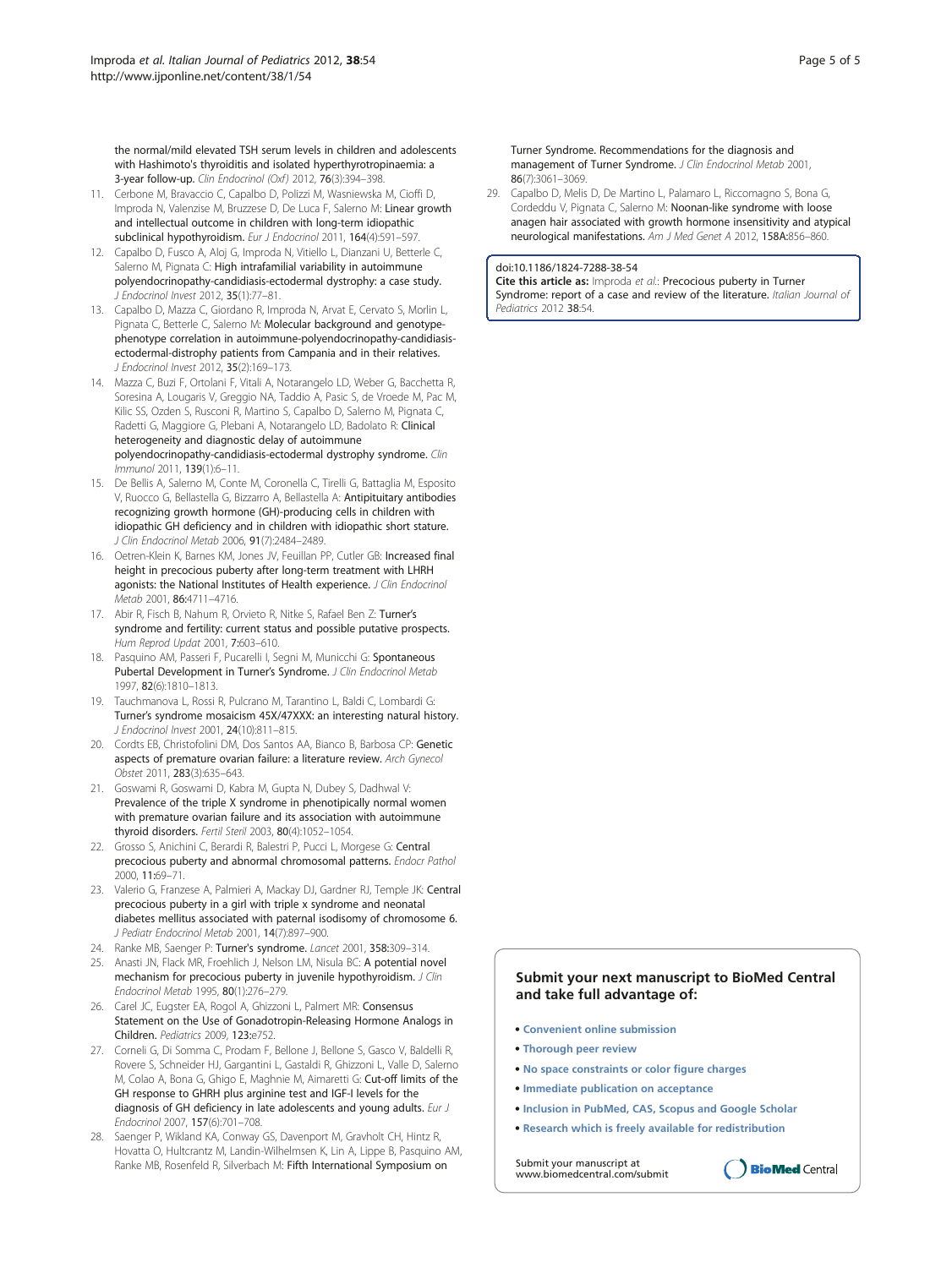the normal/mild elevated TSH serum levels in children and adolescents with Hashimoto's thyroiditis and isolated hyperthyrotropinaemia: a 3-year follow-up. *Clin Endocrinol (Oxf)* 2012, **76**(3):394–398.

11. Cerbone M, Bravaccio C, Capalbo D, Polizzi M, Wasniewska M, Cioffi D, Improda N, Valenzise M, Bruzzese D, De Luca F, Salerno M: **Linear growth and intellectual outcome in children with long-term idiopathic subclinical hypothyroidism.** *Eur J Endocrinol* 2011, **164**(4):591–597.
12. Capalbo D, Fusco A, Aloj G, Improda N, Vitiello L, Dianzani U, Betterle C, Salerno M, Pignata C: **High intrafamilial variability in autoimmune polyendocrinopathy-candidiasis-ectodermal dystrophy: a case study.** *J Endocrinol Invest* 2012, **35**(1):77–81.
13. Capalbo D, Mazza C, Giordano R, Improda N, Arvat E, Cervato S, Morlin L, Pignata C, Betterle C, Salerno M: **Molecular background and genotype-phenotype correlation in autoimmune-polyendocrinopathy-candidiasis-ectodermal-distrophy patients from Campania and in their relatives.** *J Endocrinol Invest* 2012, **35**(2):169–173.
14. Mazza C, Buzi F, Ortolani F, Vitali A, Notarangelo LD, Weber G, Bacchetta R, Soresina A, Lougaris V, Greggio NA, Taddio A, Pasic S, de Vroede M, Pac M, Kilic SS, Ozden S, Rusconi R, Martino S, Capalbo D, Salerno M, Pignata C, Radetti G, Maggiore G, Plebani A, Notarangelo LD, Badolato R: **Clinical heterogeneity and diagnostic delay of autoimmune polyendocrinopathy-candidiasis-ectodermal dystrophy syndrome.** *Clin Immunol* 2011, **139**(1):6–11.
15. De Bellis A, Salerno M, Conte M, Coronella C, Tirelli G, Battaglia M, Esposito V, Ruocco G, Bellastella G, Bizzarro A, Bellastella A: **Antipituitary antibodies recognizing growth hormone (GH)-producing cells in children with idiopathic GH deficiency and in children with idiopathic short stature.** *J Clin Endocrinol Metab* 2006, **91**(7):2484–2489.
16. Oetren-Klein K, Barnes KM, Jones JV, Feuillan PP, Cutler GB: **Increased final height in precocious puberty after long-term treatment with LHRH agonists: the National Institutes of Health experience.** *J Clin Endocrinol Metab* 2001, **86:**4711–4716.
17. Abir R, Fisch B, Nahum R, Orvieto R, Nitke S, Rafael Ben Z: **Turner's syndrome and fertility: current status and possible putative prospects.** *Hum Reprod Updat* 2001, **7:**603–610.
18. Pasquino AM, Passeri F, Pucarelli I, Segni M, Municchi G: **Spontaneous Pubertal Development in Turner's Syndrome.** *J Clin Endocrinol Metab* 1997, **82**(6):1810–1813.
19. Tauchmanova L, Rossi R, Pulcrano M, Tarantino L, Baldi C, Lombardi G: **Turner's syndrome mosaicism 45X/47XXX: an interesting natural history.** *J Endocrinol Invest* 2001, **24**(10):811–815.
20. Cordts EB, Christofolini DM, Dos Santos AA, Bianco B, Barbosa CP: **Genetic aspects of premature ovarian failure: a literature review.** *Arch Gynecol Obstet* 2011, **283**(3):635–643.
21. Goswami R, Goswami D, Kabra M, Gupta N, Dubey S, Dadhwal V: **Prevalence of the triple X syndrome in phenotipically normal women with premature ovarian failure and its association with autoimmune thyroid disorders.** *Fertil Steril* 2003, **80**(4):1052–1054.
22. Grosso S, Anichini C, Berardi R, Balestri P, Pucci L, Morgese G: **Central precocious puberty and abnormal chromosomal patterns.** *Endocr Pathol* 2000, **11:**69–71.
23. Valerio G, Franzese A, Palmieri A, Mackay DJ, Gardner RJ, Temple JK: **Central precocious puberty in a girl with triple x syndrome and neonatal diabetes mellitus associated with paternal isodisomy of chromosome 6.** *J Pediatr Endocrinol Metab* 2001, **14**(7):897–900.
24. Ranke MB, Saenger P: **Turner's syndrome.** *Lancet* 2001, **358:**309–314.
25. Anasti JN, Flack MR, Froehlich J, Nelson LM, Nisula BC: **A potential novel mechanism for precocious puberty in juvenile hypothyroidism.** *J Clin Endocrinol Metab* 1995, **80**(1):276–279.
26. Carel JC, Eugster EA, Rogol A, Ghizzoni L, Palmert MR: **Consensus Statement on the Use of Gonadotropin-Releasing Hormone Analogs in Children.** *Pediatrics* 2009, **123:**e752.
27. Corneli G, Di Somma C, Prodam F, Bellone J, Bellone S, Gasco V, Baldelli R, Rovere S, Schneider HJ, Gargantini L, Gastaldi R, Ghizzoni L, Valle D, Salerno M, Colao A, Bona G, Ghigo E, Maghnie M, Aimaretti G: **Cut-off limits of the GH response to GHRH plus arginine test and IGF-I levels for the diagnosis of GH deficiency in late adolescents and young adults.** *Eur J Endocrinol* 2007, **157**(6):701–708.
28. Saenger P, Wikland KA, Conway GS, Davenport M, Gravholt CH, Hintz R, Hovatta O, Hultcrantz M, Landin-Wilhelmsen K, Lin A, Lippe B, Pasquino AM, Ranke MB, Rosenfeld R, Silverbach M: **Fifth International Symposium on Turner Syndrome. Recommendations for the diagnosis and management of Turner Syndrome.** *J Clin Endocrinol Metab* 2001, **86**(7):3061–3069.
29. Capalbo D, Melis D, De Martino L, Palamaro L, Riccomagno S, Bona G, Cordeddu V, Pignata C, Salerno M: **Noonan-like syndrome with loose anagen hair associated with growth hormone insensitivity and atypical neurological manifestations.** *Am J Med Genet A* 2012, **158A:**856–860.

doi:10.1186/1824-7288-38-54

**Cite this article as:** Improda *et al.*: Precocious puberty in Turner Syndrome: report of a case and review of the literature. *Italian Journal of Pediatrics* 2012 **38**:54.

**Submit your next manuscript to BioMed Central and take full advantage of:**

- **Convenient online submission**
- **Thorough peer review**
- **No space constraints or color figure charges**
- **Immediate publication on acceptance**
- **Inclusion in PubMed, CAS, Scopus and Google Scholar**
- **Research which is freely available for redistribution**

Submit your manuscript at www.biomedcentral.com/submit

BioMed Central